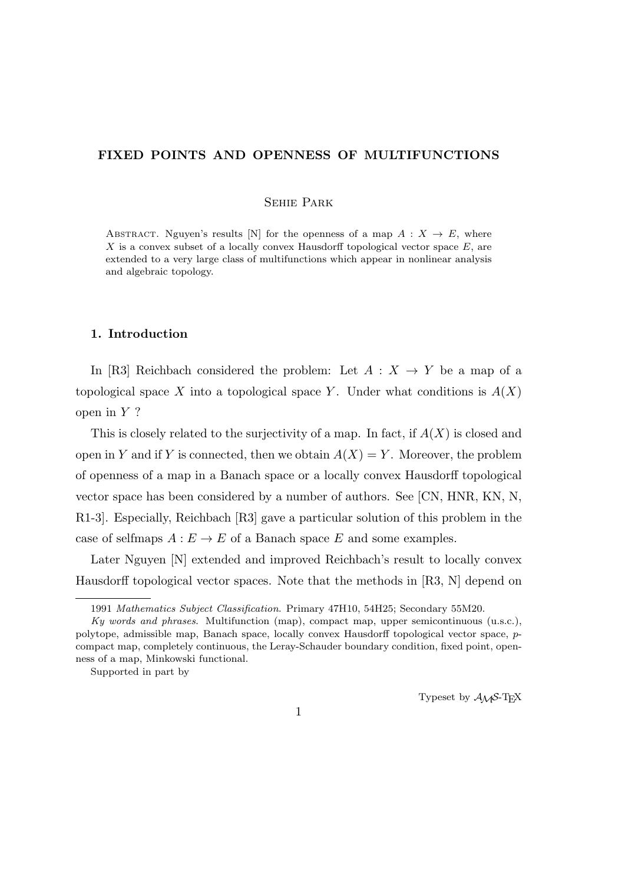# FIXED POINTS AND OPENNESS OF MULTIFUNCTIONS

Sehie Park

Abstract. Nguyen's results [N] for the openness of a map $A : X \to E$, where $X$ is a convex subset of a locally convex Hausdorff topological vector space $E$, are extended to a very large class of multifunctions which appear in nonlinear analysis and algebraic topology.

## 1. Introduction

In [R3] Reichbach considered the problem: Let $A : X \to Y$ be a map of a topological space $X$ into a topological space $Y$. Under what conditions is $A(X)$ open in $Y$ ?

This is closely related to the surjectivity of a map. In fact, if $A(X)$ is closed and open in $Y$ and if $Y$ is connected, then we obtain $A(X) = Y$. Moreover, the problem of openness of a map in a Banach space or a locally convex Hausdorff topological vector space has been considered by a number of authors. See [CN, HNR, KN, N, R1-3]. Especially, Reichbach [R3] gave a particular solution of this problem in the case of selfmaps $A : E \to E$ of a Banach space $E$ and some examples.

Later Nguyen [N] extended and improved Reichbach's result to locally convex Hausdorff topological vector spaces. Note that the methods in [R3, N] depend on

---

1991 *Mathematics Subject Classification*. Primary 47H10, 54H25; Secondary 55M20.

*Ky words and phrases*. Multifunction (map), compact map, upper semicontinuous (u.s.c.), polytope, admissible map, Banach space, locally convex Hausdorff topological vector space, $p$-compact map, completely continuous, the Leray-Schauder boundary condition, fixed point, openness of a map, Minkowski functional.

Supported in part by

Typeset by $\mathcal{A}_{\mathcal{M}}\mathcal{S}$-TEX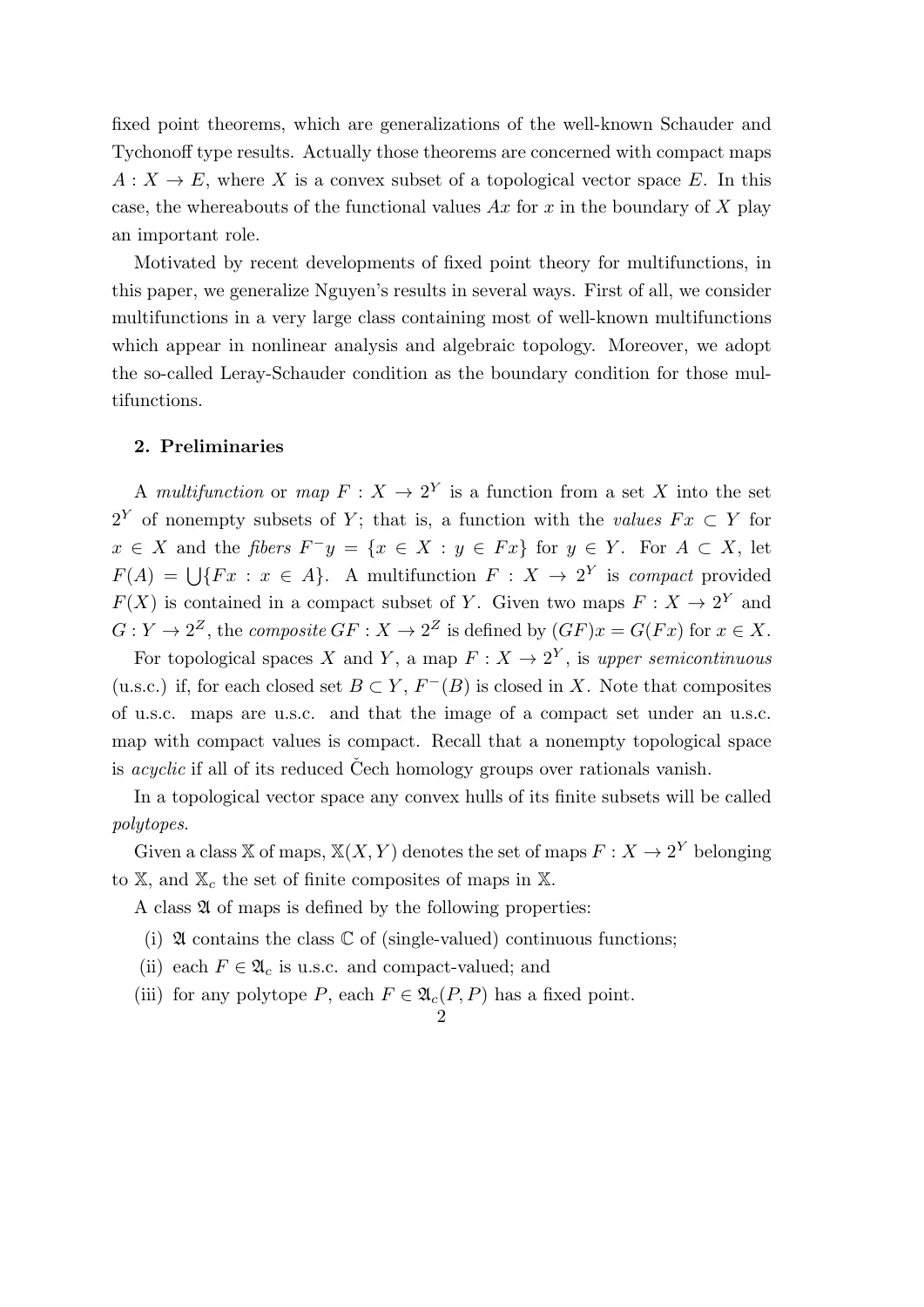fixed point theorems, which are generalizations of the well-known Schauder and Tychonoff type results. Actually those theorems are concerned with compact maps $A : X \to E$, where $X$ is a convex subset of a topological vector space $E$. In this case, the whereabouts of the functional values $Ax$ for $x$ in the boundary of $X$ play an important role.

Motivated by recent developments of fixed point theory for multifunctions, in this paper, we generalize Nguyen's results in several ways. First of all, we consider multifunctions in a very large class containing most of well-known multifunctions which appear in nonlinear analysis and algebraic topology. Moreover, we adopt the so-called Leray-Schauder condition as the boundary condition for those multifunctions.

## 2. Preliminaries

A *multifunction* or *map* $F : X \to 2^Y$ is a function from a set $X$ into the set $2^Y$ of nonempty subsets of $Y$; that is, a function with the *values* $Fx \subset Y$ for $x \in X$ and the *fibers* $F^-y = \{x \in X : y \in Fx\}$ for $y \in Y$. For $A \subset X$, let $F(A) = \bigcup\{Fx : x \in A\}$. A multifunction $F : X \to 2^Y$ is *compact* provided $F(X)$ is contained in a compact subset of $Y$. Given two maps $F : X \to 2^Y$ and $G : Y \to 2^Z$, the *composite* $GF : X \to 2^Z$ is defined by $(GF)x = G(Fx)$ for $x \in X$.

For topological spaces $X$ and $Y$, a map $F : X \to 2^Y$, is *upper semicontinuous* (u.s.c.) if, for each closed set $B \subset Y$, $F^-(B)$ is closed in $X$. Note that composites of u.s.c. maps are u.s.c. and that the image of a compact set under an u.s.c. map with compact values is compact. Recall that a nonempty topological space is *acyclic* if all of its reduced Čech homology groups over rationals vanish.

In a topological vector space any convex hulls of its finite subsets will be called *polytopes*.

Given a class $\mathbb{X}$ of maps, $\mathbb{X}(X, Y)$ denotes the set of maps $F : X \to 2^Y$ belonging to $\mathbb{X}$, and $\mathbb{X}_c$ the set of finite composites of maps in $\mathbb{X}$.

A class $\mathfrak{A}$ of maps is defined by the following properties:

(i) $\mathfrak{A}$ contains the class $\mathbb{C}$ of (single-valued) continuous functions;

(ii) each $F \in \mathfrak{A}_c$ is u.s.c. and compact-valued; and

(iii) for any polytope $P$, each $F \in \mathfrak{A}_c(P, P)$ has a fixed point.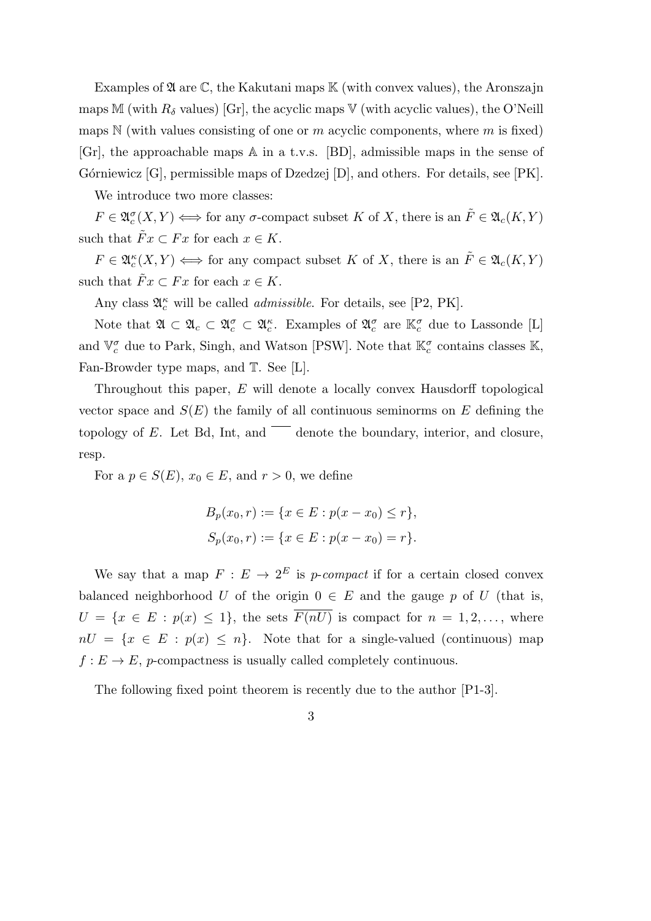Examples of $\mathfrak{A}$ are $\mathbb{C}$, the Kakutani maps $\mathbb{K}$ (with convex values), the Aronszajn maps $\mathbb{M}$ (with $R_\delta$ values) [Gr], the acyclic maps $\mathbb{V}$ (with acyclic values), the O'Neill maps $\mathbb{N}$ (with values consisting of one or $m$ acyclic components, where $m$ is fixed) [Gr], the approachable maps $\mathbb{A}$ in a t.v.s. [BD], admissible maps in the sense of Górniewicz [G], permissible maps of Dzedzej [D], and others. For details, see [PK].

We introduce two more classes:

$F \in \mathfrak{A}_c^\sigma(X, Y) \Longleftrightarrow$ for any $\sigma$-compact subset $K$ of $X$, there is an $\tilde{F} \in \mathfrak{A}_c(K, Y)$ such that $\tilde{F}x \subset Fx$ for each $x \in K$.

$F \in \mathfrak{A}_c^\kappa(X, Y) \Longleftrightarrow$ for any compact subset $K$ of $X$, there is an $\tilde{F} \in \mathfrak{A}_c(K, Y)$ such that $\tilde{F}x \subset Fx$ for each $x \in K$.

Any class $\mathfrak{A}_c^\kappa$ will be called *admissible*. For details, see [P2, PK].

Note that $\mathfrak{A} \subset \mathfrak{A}_c \subset \mathfrak{A}_c^\sigma \subset \mathfrak{A}_c^\kappa$. Examples of $\mathfrak{A}_c^\sigma$ are $\mathbb{K}_c^\sigma$ due to Lassonde [L] and $\mathbb{V}_c^\sigma$ due to Park, Singh, and Watson [PSW]. Note that $\mathbb{K}_c^\sigma$ contains classes $\mathbb{K}$, Fan-Browder type maps, and $\mathbb{T}$. See [L].

Throughout this paper, $E$ will denote a locally convex Hausdorff topological vector space and $S(E)$ the family of all continuous seminorms on $E$ defining the topology of $E$. Let Bd, Int, and $\overline{\phantom{x}}$ denote the boundary, interior, and closure, resp.

For a $p \in S(E)$, $x_0 \in E$, and $r > 0$, we define

$$B_p(x_0, r) := \{x \in E : p(x - x_0) \leq r\},$$
$$S_p(x_0, r) := \{x \in E : p(x - x_0) = r\}.$$

We say that a map $F : E \to 2^E$ is *p-compact* if for a certain closed convex balanced neighborhood $U$ of the origin $0 \in E$ and the gauge $p$ of $U$ (that is, $U = \{x \in E : p(x) \leq 1\}$, the sets $\overline{F(nU)}$ is compact for $n = 1, 2, \ldots$, where $nU = \{x \in E : p(x) \leq n\}$. Note that for a single-valued (continuous) map $f : E \to E$, $p$-compactness is usually called completely continuous.

The following fixed point theorem is recently due to the author [P1-3].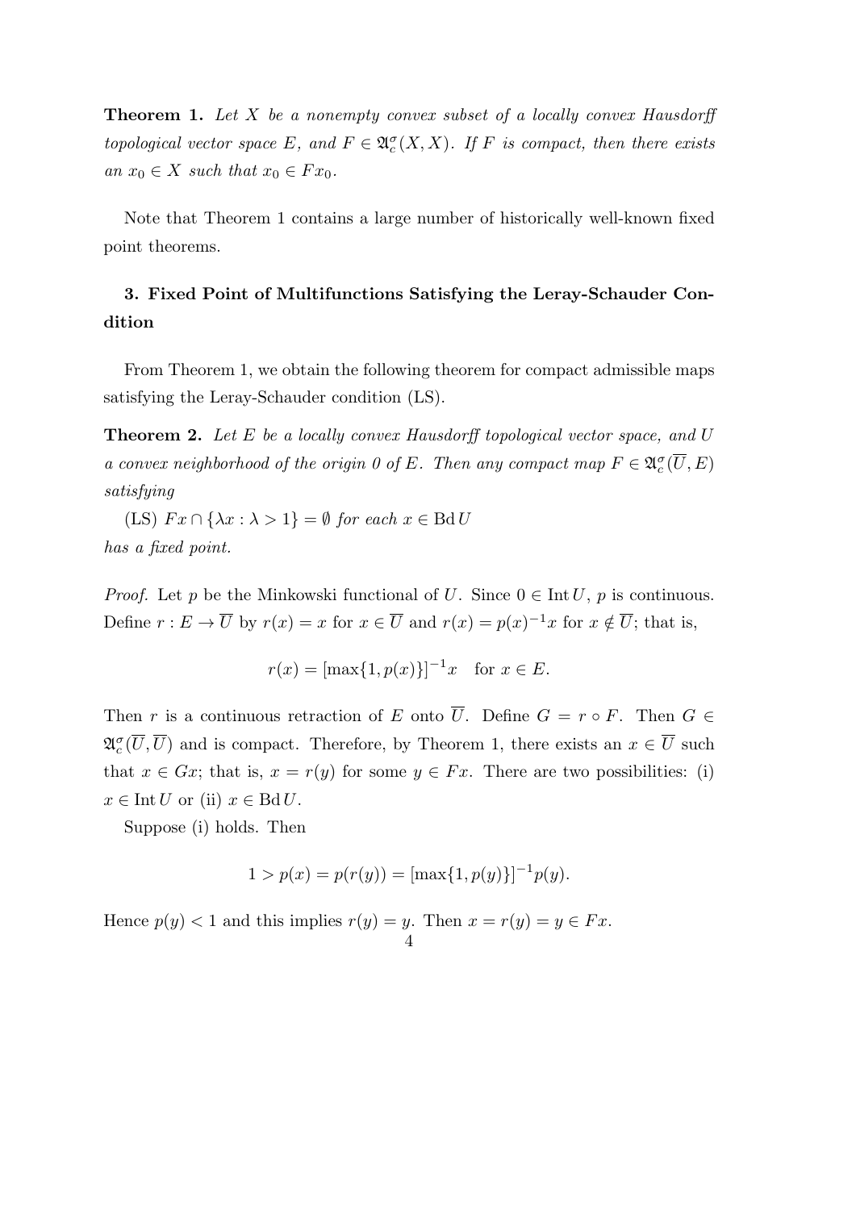**Theorem 1.** *Let $X$ be a nonempty convex subset of a locally convex Hausdorff topological vector space $E$, and $F \in \mathfrak{A}_c^\sigma(X, X)$. If $F$ is compact, then there exists an $x_0 \in X$ such that $x_0 \in Fx_0$.*

Note that Theorem 1 contains a large number of historically well-known fixed point theorems.

## 3. Fixed Point of Multifunctions Satisfying the Leray-Schauder Condition

From Theorem 1, we obtain the following theorem for compact admissible maps satisfying the Leray-Schauder condition (LS).

**Theorem 2.** *Let $E$ be a locally convex Hausdorff topological vector space, and $U$ a convex neighborhood of the origin 0 of $E$. Then any compact map $F \in \mathfrak{A}_c^\sigma(\overline{U}, E)$ satisfying*

(LS) *$Fx \cap \{\lambda x : \lambda > 1\} = \emptyset$ for each $x \in \operatorname{Bd} U$*

*has a fixed point.*

*Proof.* Let $p$ be the Minkowski functional of $U$. Since $0 \in \operatorname{Int} U$, $p$ is continuous. Define $r : E \to \overline{U}$ by $r(x) = x$ for $x \in \overline{U}$ and $r(x) = p(x)^{-1}x$ for $x \notin \overline{U}$; that is,

$$r(x) = [\max\{1, p(x)\}]^{-1}x \quad \text{for } x \in E.$$

Then $r$ is a continuous retraction of $E$ onto $\overline{U}$. Define $G = r \circ F$. Then $G \in \mathfrak{A}_c^\sigma(\overline{U}, \overline{U})$ and is compact. Therefore, by Theorem 1, there exists an $x \in \overline{U}$ such that $x \in Gx$; that is, $x = r(y)$ for some $y \in Fx$. There are two possibilities: (i) $x \in \operatorname{Int} U$ or (ii) $x \in \operatorname{Bd} U$.

Suppose (i) holds. Then

$$1 > p(x) = p(r(y)) = [\max\{1, p(y)\}]^{-1}p(y).$$

Hence $p(y) < 1$ and this implies $r(y) = y$. Then $x = r(y) = y \in Fx$.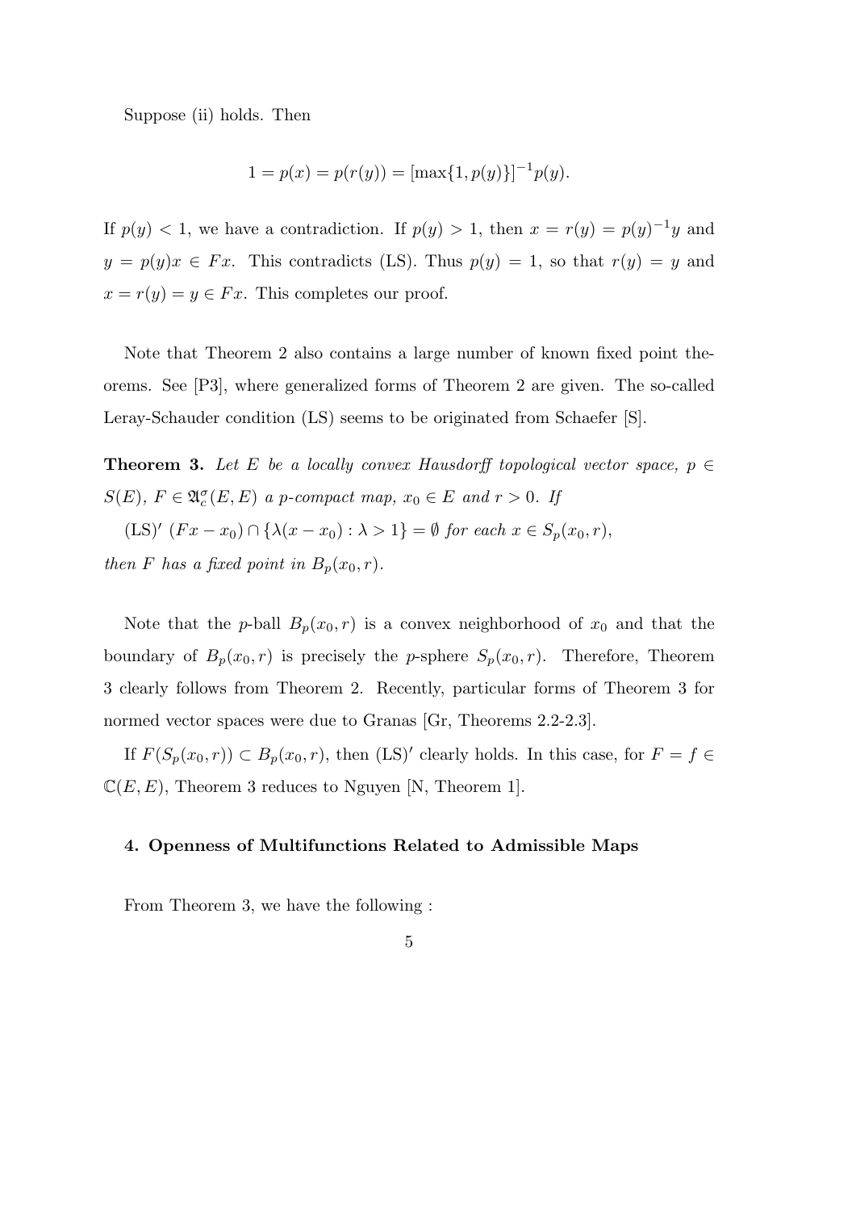Suppose (ii) holds. Then

$$1 = p(x) = p(r(y)) = [\max\{1, p(y)\}]^{-1} p(y).$$

If $p(y) < 1$, we have a contradiction. If $p(y) > 1$, then $x = r(y) = p(y)^{-1}y$ and $y = p(y)x \in Fx$. This contradicts (LS). Thus $p(y) = 1$, so that $r(y) = y$ and $x = r(y) = y \in Fx$. This completes our proof.

Note that Theorem 2 also contains a large number of known fixed point theorems. See [P3], where generalized forms of Theorem 2 are given. The so-called Leray-Schauder condition (LS) seems to be originated from Schaefer [S].

**Theorem 3.** *Let $E$ be a locally convex Hausdorff topological vector space, $p \in S(E)$, $F \in \mathfrak{A}_c^\sigma(E, E)$ a $p$-compact map, $x_0 \in E$ and $r > 0$. If*

(LS)$'$ $(Fx - x_0) \cap \{\lambda(x - x_0) : \lambda > 1\} = \emptyset$ *for each* $x \in S_p(x_0, r)$,

*then $F$ has a fixed point in $B_p(x_0, r)$.*

Note that the $p$-ball $B_p(x_0, r)$ is a convex neighborhood of $x_0$ and that the boundary of $B_p(x_0, r)$ is precisely the $p$-sphere $S_p(x_0, r)$. Therefore, Theorem 3 clearly follows from Theorem 2. Recently, particular forms of Theorem 3 for normed vector spaces were due to Granas [Gr, Theorems 2.2-2.3].

If $F(S_p(x_0, r)) \subset B_p(x_0, r)$, then (LS)$'$ clearly holds. In this case, for $F = f \in \mathbb{C}(E, E)$, Theorem 3 reduces to Nguyen [N, Theorem 1].

## 4. Openness of Multifunctions Related to Admissible Maps

From Theorem 3, we have the following :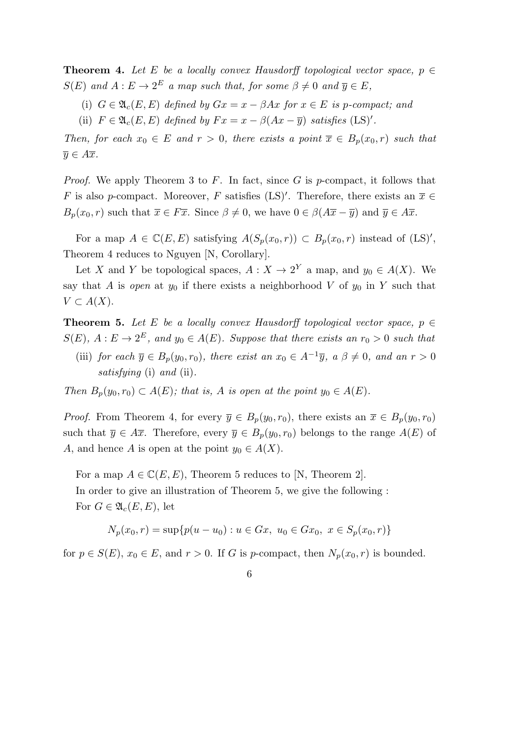**Theorem 4.** *Let $E$ be a locally convex Hausdorff topological vector space, $p \in S(E)$ and $A : E \to 2^E$ a map such that, for some $\beta \neq 0$ and $\overline{y} \in E$,*

- (i) *$G \in \mathfrak{A}_c(E, E)$ defined by $Gx = x - \beta Ax$ for $x \in E$ is $p$-compact; and*
- (ii) *$F \in \mathfrak{A}_c(E, E)$ defined by $Fx = x - \beta(Ax - \overline{y})$ satisfies* (LS)$'$.

*Then, for each $x_0 \in E$ and $r > 0$, there exists a point $\overline{x} \in B_p(x_0, r)$ such that $\overline{y} \in A\overline{x}$.*

*Proof.* We apply Theorem 3 to $F$. In fact, since $G$ is $p$-compact, it follows that $F$ is also $p$-compact. Moreover, $F$ satisfies (LS)$'$. Therefore, there exists an $\overline{x} \in B_p(x_0, r)$ such that $\overline{x} \in F\overline{x}$. Since $\beta \neq 0$, we have $0 \in \beta(A\overline{x} - \overline{y})$ and $\overline{y} \in A\overline{x}$.

For a map $A \in \mathbb{C}(E, E)$ satisfying $A(S_p(x_0, r)) \subset B_p(x_0, r)$ instead of (LS)$'$, Theorem 4 reduces to Nguyen [N, Corollary].

Let $X$ and $Y$ be topological spaces, $A : X \to 2^Y$ a map, and $y_0 \in A(X)$. We say that $A$ is *open* at $y_0$ if there exists a neighborhood $V$ of $y_0$ in $Y$ such that $V \subset A(X)$.

**Theorem 5.** *Let $E$ be a locally convex Hausdorff topological vector space, $p \in S(E)$, $A : E \to 2^E$, and $y_0 \in A(E)$. Suppose that there exists an $r_0 > 0$ such that*

- (iii) *for each $\overline{y} \in B_p(y_0, r_0)$, there exist an $x_0 \in A^{-1}\overline{y}$, a $\beta \neq 0$, and an $r > 0$ satisfying* (i) *and* (ii).

*Then $B_p(y_0, r_0) \subset A(E)$; that is, $A$ is open at the point $y_0 \in A(E)$.*

*Proof.* From Theorem 4, for every $\overline{y} \in B_p(y_0, r_0)$, there exists an $\overline{x} \in B_p(y_0, r_0)$ such that $\overline{y} \in A\overline{x}$. Therefore, every $\overline{y} \in B_p(y_0, r_0)$ belongs to the range $A(E)$ of $A$, and hence $A$ is open at the point $y_0 \in A(X)$.

For a map $A \in \mathbb{C}(E, E)$, Theorem 5 reduces to [N, Theorem 2].

In order to give an illustration of Theorem 5, we give the following :

For $G \in \mathfrak{A}_c(E, E)$, let

$$N_p(x_0, r) = \sup\{p(u - u_0) : u \in Gx,\ u_0 \in Gx_0,\ x \in S_p(x_0, r)\}$$

for $p \in S(E)$, $x_0 \in E$, and $r > 0$. If $G$ is $p$-compact, then $N_p(x_0, r)$ is bounded.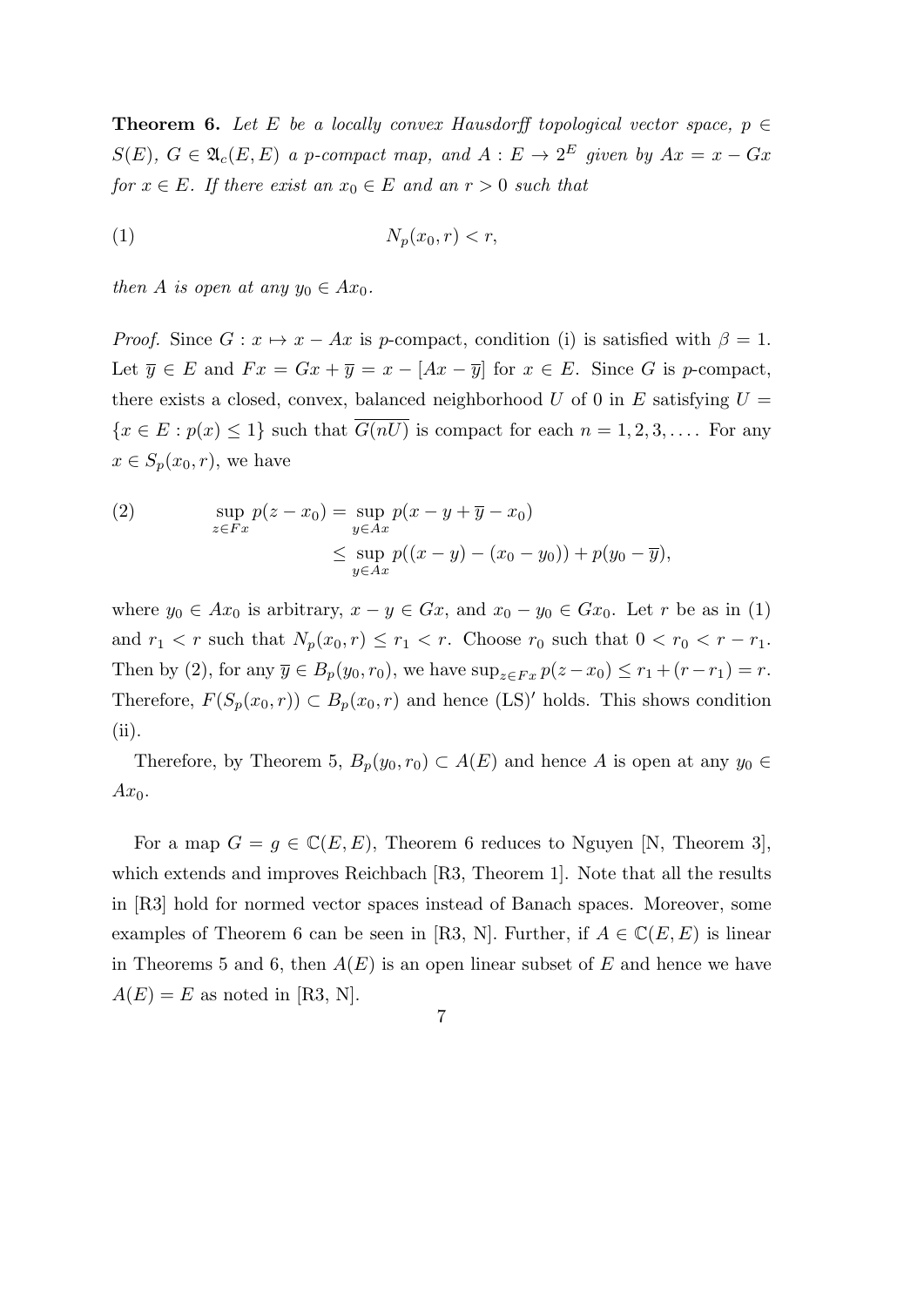**Theorem 6.** *Let $E$ be a locally convex Hausdorff topological vector space, $p \in S(E)$, $G \in \mathfrak{A}_c(E,E)$ a $p$-compact map, and $A : E \to 2^E$ given by $Ax = x - Gx$ for $x \in E$. If there exist an $x_0 \in E$ and an $r > 0$ such that*

$$(1) \qquad\qquad N_p(x_0, r) < r,$$

*then $A$ is open at any $y_0 \in Ax_0$.*

*Proof.* Since $G : x \mapsto x - Ax$ is $p$-compact, condition (i) is satisfied with $\beta = 1$. Let $\overline{y} \in E$ and $Fx = Gx + \overline{y} = x - [Ax - \overline{y}]$ for $x \in E$. Since $G$ is $p$-compact, there exists a closed, convex, balanced neighborhood $U$ of $0$ in $E$ satisfying $U = \{x \in E : p(x) \leq 1\}$ such that $\overline{G(nU)}$ is compact for each $n = 1, 2, 3, \ldots$. For any $x \in S_p(x_0, r)$, we have

$$(2) \qquad \begin{aligned} \sup_{z \in Fx} p(z - x_0) &= \sup_{y \in Ax} p(x - y + \overline{y} - x_0) \\ &\leq \sup_{y \in Ax} p((x - y) - (x_0 - y_0)) + p(y_0 - \overline{y}), \end{aligned}$$

where $y_0 \in Ax_0$ is arbitrary, $x - y \in Gx$, and $x_0 - y_0 \in Gx_0$. Let $r$ be as in (1) and $r_1 < r$ such that $N_p(x_0, r) \leq r_1 < r$. Choose $r_0$ such that $0 < r_0 < r - r_1$. Then by (2), for any $\overline{y} \in B_p(y_0, r_0)$, we have $\sup_{z \in Fx} p(z - x_0) \leq r_1 + (r - r_1) = r$. Therefore, $F(S_p(x_0, r)) \subset B_p(x_0, r)$ and hence (LS)$'$ holds. This shows condition (ii).

Therefore, by Theorem 5, $B_p(y_0, r_0) \subset A(E)$ and hence $A$ is open at any $y_0 \in Ax_0$.

For a map $G = g \in \mathbb{C}(E, E)$, Theorem 6 reduces to Nguyen [N, Theorem 3], which extends and improves Reichbach [R3, Theorem 1]. Note that all the results in [R3] hold for normed vector spaces instead of Banach spaces. Moreover, some examples of Theorem 6 can be seen in [R3, N]. Further, if $A \in \mathbb{C}(E, E)$ is linear in Theorems 5 and 6, then $A(E)$ is an open linear subset of $E$ and hence we have $A(E) = E$ as noted in [R3, N].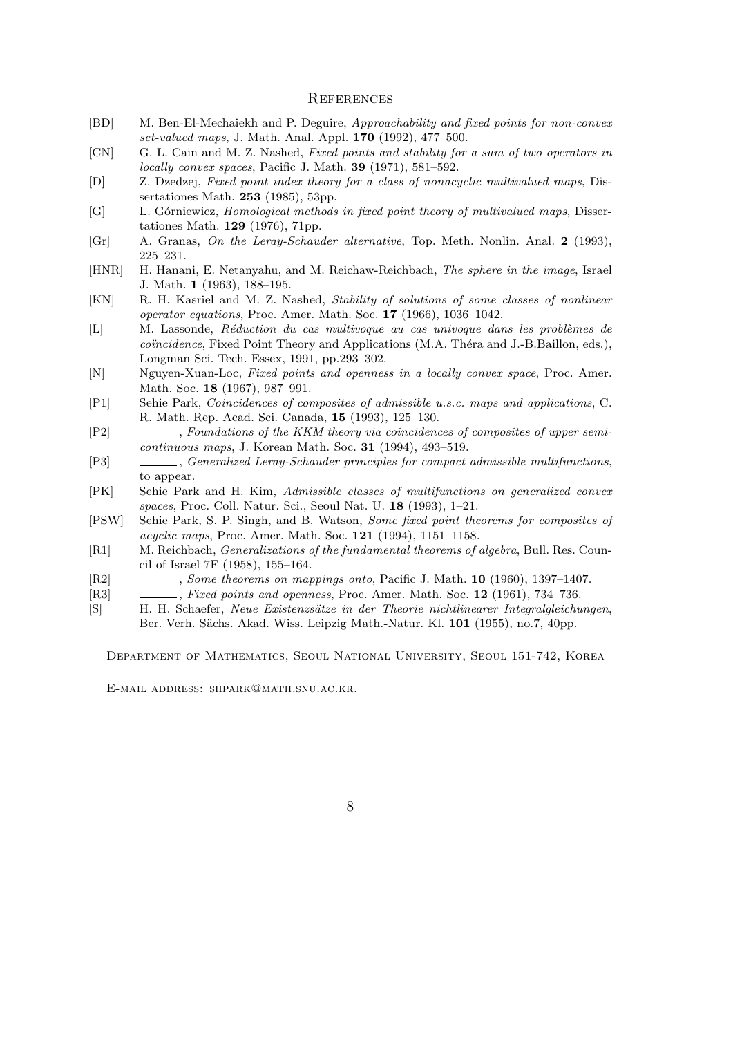## References

[BD] M. Ben-El-Mechaiekh and P. Deguire, *Approachability and fixed points for non-convex set-valued maps*, J. Math. Anal. Appl. **170** (1992), 477–500.

[CN] G. L. Cain and M. Z. Nashed, *Fixed points and stability for a sum of two operators in locally convex spaces*, Pacific J. Math. **39** (1971), 581–592.

[D] Z. Dzedzej, *Fixed point index theory for a class of nonacyclic multivalued maps*, Dissertationes Math. **253** (1985), 53pp.

[G] L. Górniewicz, *Homological methods in fixed point theory of multivalued maps*, Dissertationes Math. **129** (1976), 71pp.

[Gr] A. Granas, *On the Leray-Schauder alternative*, Top. Meth. Nonlin. Anal. **2** (1993), 225–231.

[HNR] H. Hanani, E. Netanyahu, and M. Reichaw-Reichbach, *The sphere in the image*, Israel J. Math. **1** (1963), 188–195.

[KN] R. H. Kasriel and M. Z. Nashed, *Stability of solutions of some classes of nonlinear operator equations*, Proc. Amer. Math. Soc. **17** (1966), 1036–1042.

[L] M. Lassonde, *Réduction du cas multivoque au cas univoque dans les problèmes de coïncidence*, Fixed Point Theory and Applications (M.A. Théra and J.-B.Baillon, eds.), Longman Sci. Tech. Essex, 1991, pp.293–302.

[N] Nguyen-Xuan-Loc, *Fixed points and openness in a locally convex space*, Proc. Amer. Math. Soc. **18** (1967), 987–991.

[P1] Sehie Park, *Coincidences of composites of admissible u.s.c. maps and applications*, C. R. Math. Rep. Acad. Sci. Canada, **15** (1993), 125–130.

[P2] ______, *Foundations of the KKM theory via coincidences of composites of upper semicontinuous maps*, J. Korean Math. Soc. **31** (1994), 493–519.

[P3] ______, *Generalized Leray-Schauder principles for compact admissible multifunctions*, to appear.

[PK] Sehie Park and H. Kim, *Admissible classes of multifunctions on generalized convex spaces*, Proc. Coll. Natur. Sci., Seoul Nat. U. **18** (1993), 1–21.

[PSW] Sehie Park, S. P. Singh, and B. Watson, *Some fixed point theorems for composites of acyclic maps*, Proc. Amer. Math. Soc. **121** (1994), 1151–1158.

[R1] M. Reichbach, *Generalizations of the fundamental theorems of algebra*, Bull. Res. Council of Israel 7F (1958), 155–164.

[R2] ______, *Some theorems on mappings onto*, Pacific J. Math. **10** (1960), 1397–1407.

[R3] ______, *Fixed points and openness*, Proc. Amer. Math. Soc. **12** (1961), 734–736.

[S] H. H. Schaefer, *Neue Existenzsätze in der Theorie nichtlinearer Integralgleichungen*, Ber. Verh. Sächs. Akad. Wiss. Leipzig Math.-Natur. Kl. **101** (1955), no.7, 40pp.

Department of Mathematics, Seoul National University, Seoul 151-742, Korea

E-mail address: shpark@math.snu.ac.kr.